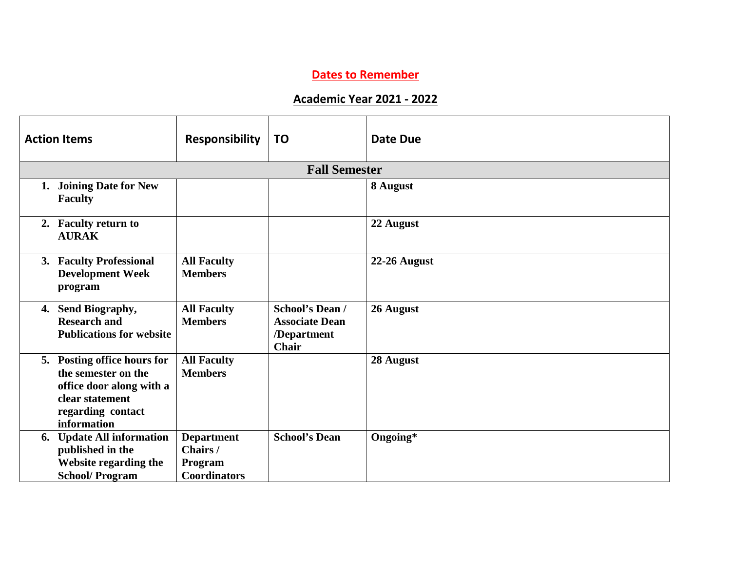# Dates to Remember

## Academic Year 2021 - 2022

| Action Items | Responsibility | TO | Date Due |
|---|---|---|---|
| **Fall Semester** | | | |
| 1. **Joining Date for New Faculty** | | | **8 August** |
| 2. **Faculty return to AURAK** | | | **22 August** |
| 3. **Faculty Professional Development Week program** | **All Faculty Members** | | **22-26 August** |
| 4. **Send Biography, Research and Publications for website** | **All Faculty Members** | **School's Dean / Associate Dean /Department Chair** | **26 August** |
| 5. **Posting office hours for the semester on the office door along with a clear statement regarding contact information** | **All Faculty Members** | | **28 August** |
| 6. **Update All information published in the Website regarding the School/ Program** | **Department Chairs / Program Coordinators** | **School's Dean** | **Ongoing*** |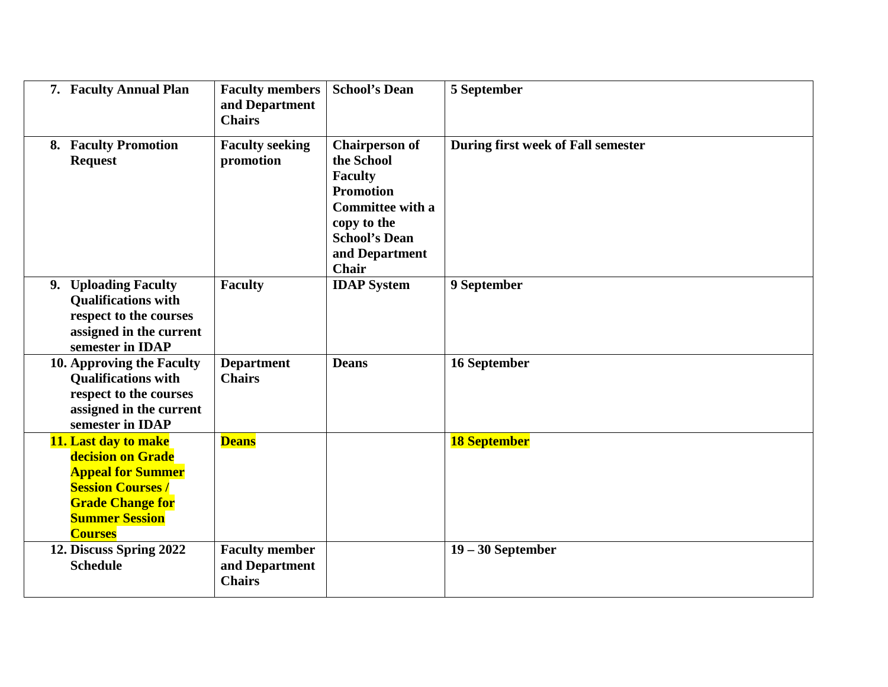| **7. Faculty Annual Plan** | **Faculty members and Department Chairs** | **School's Dean** | **5 September** |
|---|---|---|---|
| **8. Faculty Promotion Request** | **Faculty seeking promotion** | **Chairperson of the School Faculty Promotion Committee with a copy to the School's Dean and Department Chair** | **During first week of Fall semester** |
| **9. Uploading Faculty Qualifications with respect to the courses assigned in the current semester in IDAP** | **Faculty** | **IDAP System** | **9 September** |
| **10. Approving the Faculty Qualifications with respect to the courses assigned in the current semester in IDAP** | **Department Chairs** | **Deans** | **16 September** |
| **11. Last day to make decision on Grade Appeal for Summer Session Courses / Grade Change for Summer Session Courses** | **Deans** | | **18 September** |
| **12. Discuss Spring 2022 Schedule** | **Faculty member and Department Chairs** | | **19 – 30 September** |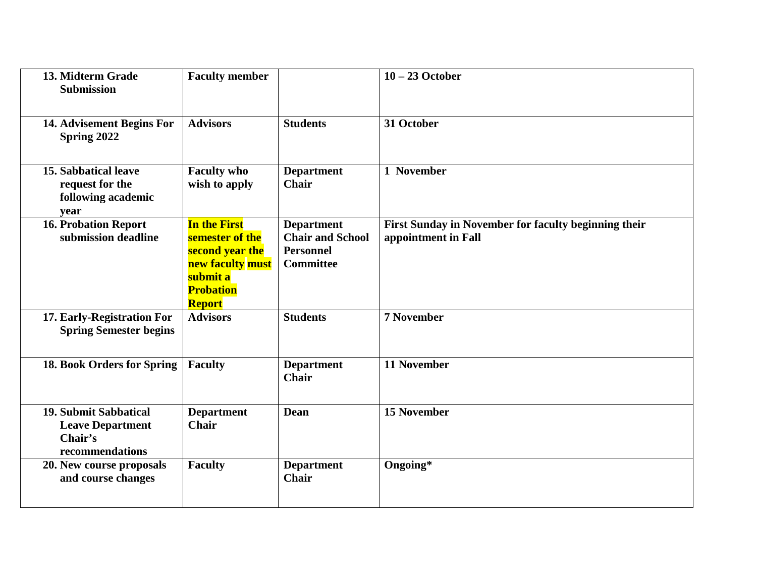| | | | |
|---|---|---|---|
| **13. Midterm Grade Submission** | **Faculty member** | | **10 – 23 October** |
| **14. Advisement Begins For Spring 2022** | **Advisors** | **Students** | **31 October** |
| **15. Sabbatical leave request for the following academic year** | **Faculty who wish to apply** | **Department Chair** | **1 November** |
| **16. Probation Report submission deadline** | **In the First semester of the second year the new faculty must submit a Probation Report** | **Department Chair and School Personnel Committee** | **First Sunday in November for faculty beginning their appointment in Fall** |
| **17. Early-Registration For Spring Semester begins** | **Advisors** | **Students** | **7 November** |
| **18. Book Orders for Spring** | **Faculty** | **Department Chair** | **11 November** |
| **19. Submit Sabbatical Leave Department Chair's recommendations** | **Department Chair** | **Dean** | **15 November** |
| **20. New course proposals and course changes** | **Faculty** | **Department Chair** | **Ongoing*** |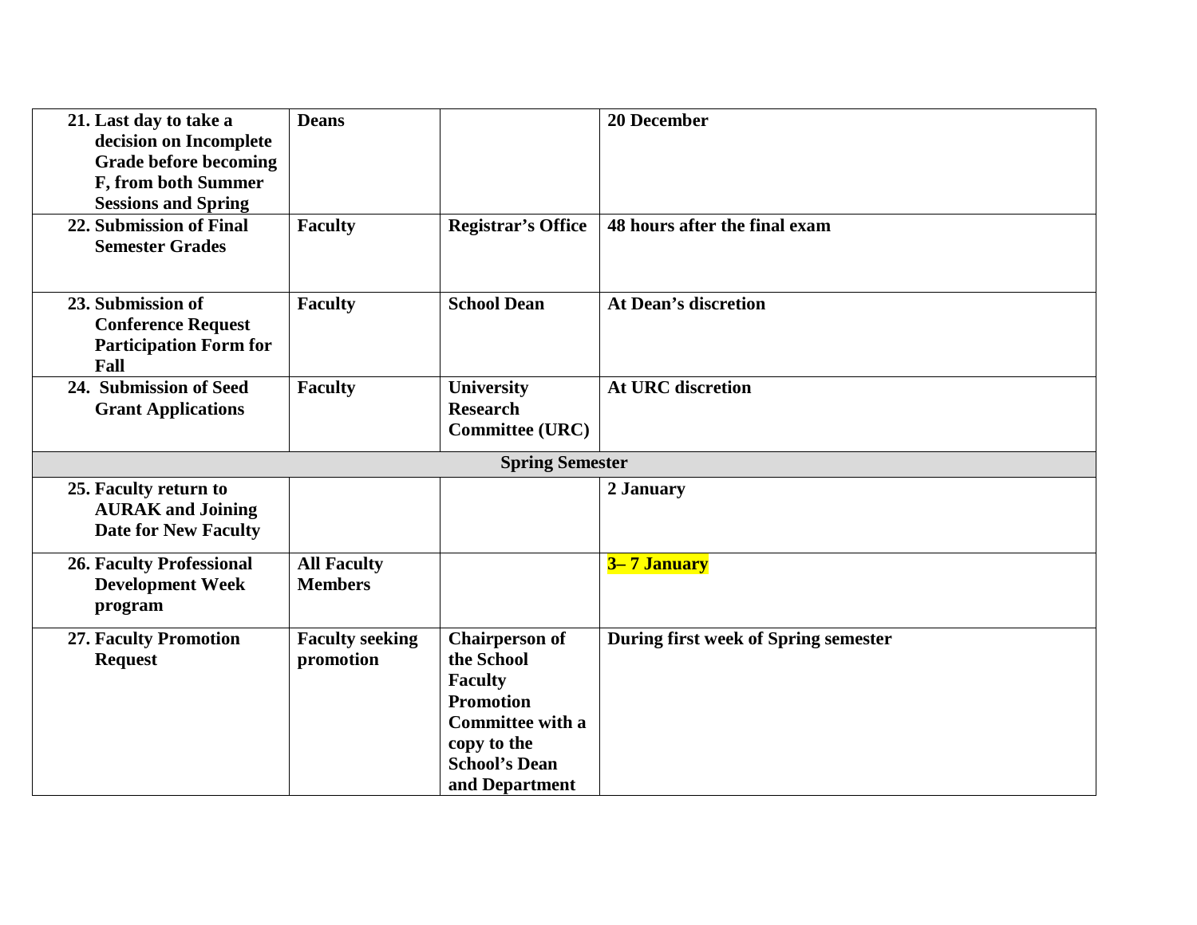| | | | |
|---|---|---|---|
| **21. Last day to take a decision on Incomplete Grade before becoming F, from both Summer Sessions and Spring** | **Deans** | | **20 December** |
| **22. Submission of Final Semester Grades** | **Faculty** | **Registrar's Office** | **48 hours after the final exam** |
| **23. Submission of Conference Request Participation Form for Fall** | **Faculty** | **School Dean** | **At Dean's discretion** |
| **24. Submission of Seed Grant Applications** | **Faculty** | **University Research Committee (URC)** | **At URC discretion** |
| **Spring Semester** | | | |
| **25. Faculty return to AURAK and Joining Date for New Faculty** | | | **2 January** |
| **26. Faculty Professional Development Week program** | **All Faculty Members** | | **3– 7 January** |
| **27. Faculty Promotion Request** | **Faculty seeking promotion** | **Chairperson of the School Faculty Promotion Committee with a copy to the School's Dean and Department** | **During first week of Spring semester** |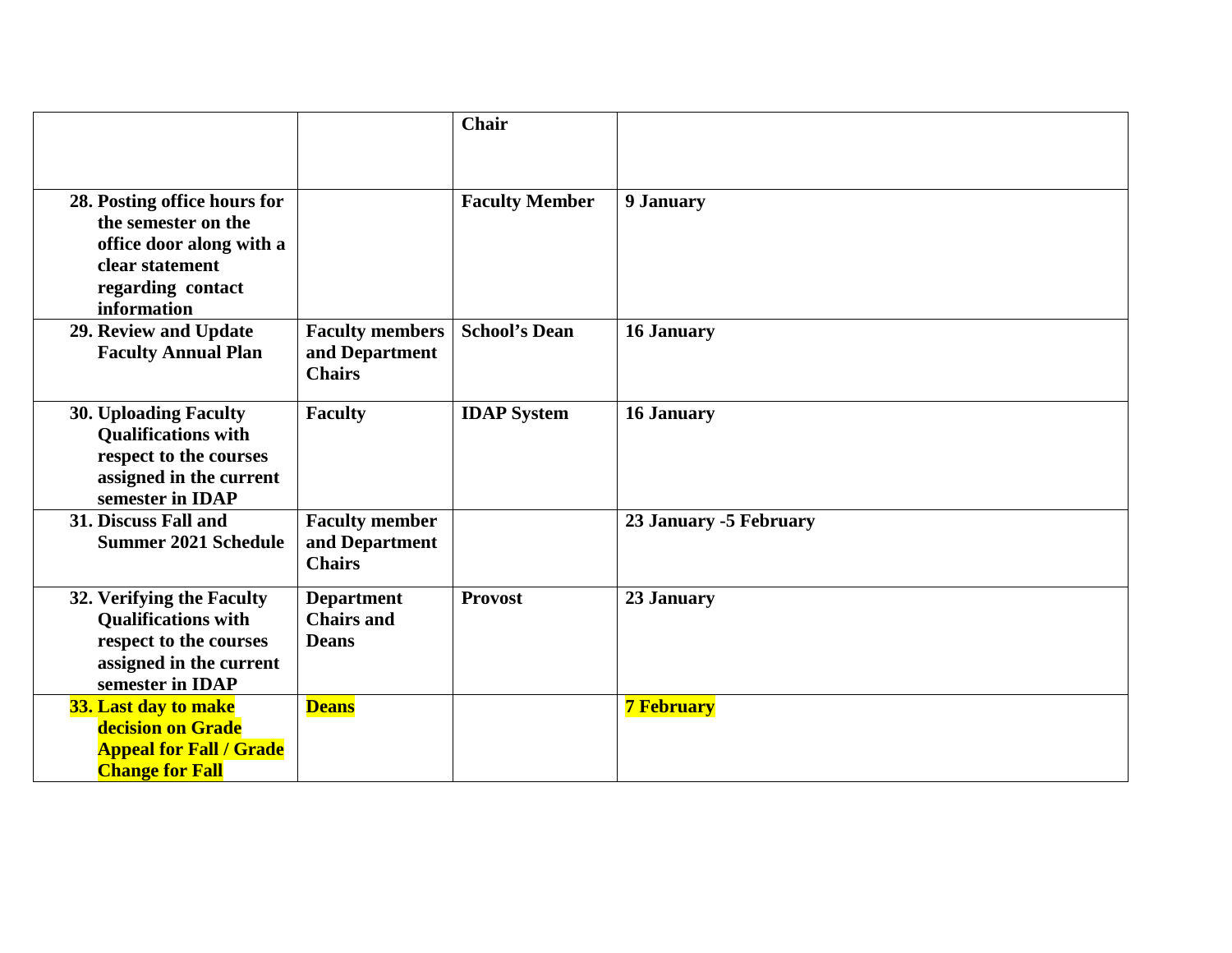| | | | |
|---|---|---|---|
| | | **Chair** | |
| **28. Posting office hours for the semester on the office door along with a clear statement regarding contact information** | | **Faculty Member** | **9 January** |
| **29. Review and Update Faculty Annual Plan** | **Faculty members and Department Chairs** | **School's Dean** | **16 January** |
| **30. Uploading Faculty Qualifications with respect to the courses assigned in the current semester in IDAP** | **Faculty** | **IDAP System** | **16 January** |
| **31. Discuss Fall and Summer 2021 Schedule** | **Faculty member and Department Chairs** | | **23 January -5 February** |
| **32. Verifying the Faculty Qualifications with respect to the courses assigned in the current semester in IDAP** | **Department Chairs and Deans** | **Provost** | **23 January** |
| **33. Last day to make decision on Grade Appeal for Fall / Grade Change for Fall** | **Deans** | | **7 February** |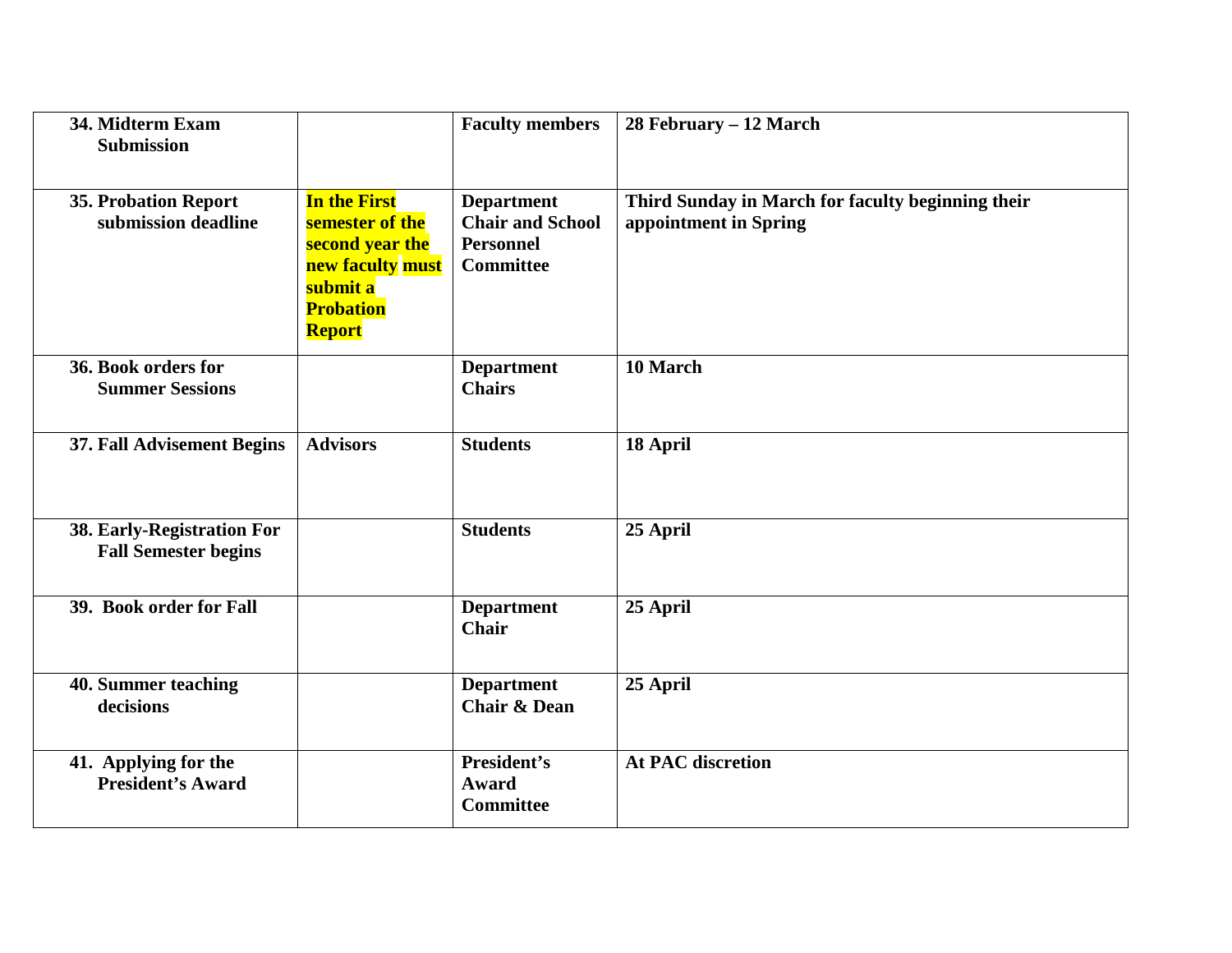| **34. Midterm Exam Submission** | | **Faculty members** | **28 February – 12 March** |
|---|---|---|---|
| **35. Probation Report submission deadline** | **In the First semester of the second year the new faculty must submit a Probation Report** | **Department Chair and School Personnel Committee** | **Third Sunday in March for faculty beginning their appointment in Spring** |
| **36. Book orders for Summer Sessions** | | **Department Chairs** | **10 March** |
| **37. Fall Advisement Begins** | **Advisors** | **Students** | **18 April** |
| **38. Early-Registration For Fall Semester begins** | | **Students** | **25 April** |
| **39. Book order for Fall** | | **Department Chair** | **25 April** |
| **40. Summer teaching decisions** | | **Department Chair & Dean** | **25 April** |
| **41. Applying for the President's Award** | | **President's Award Committee** | **At PAC discretion** |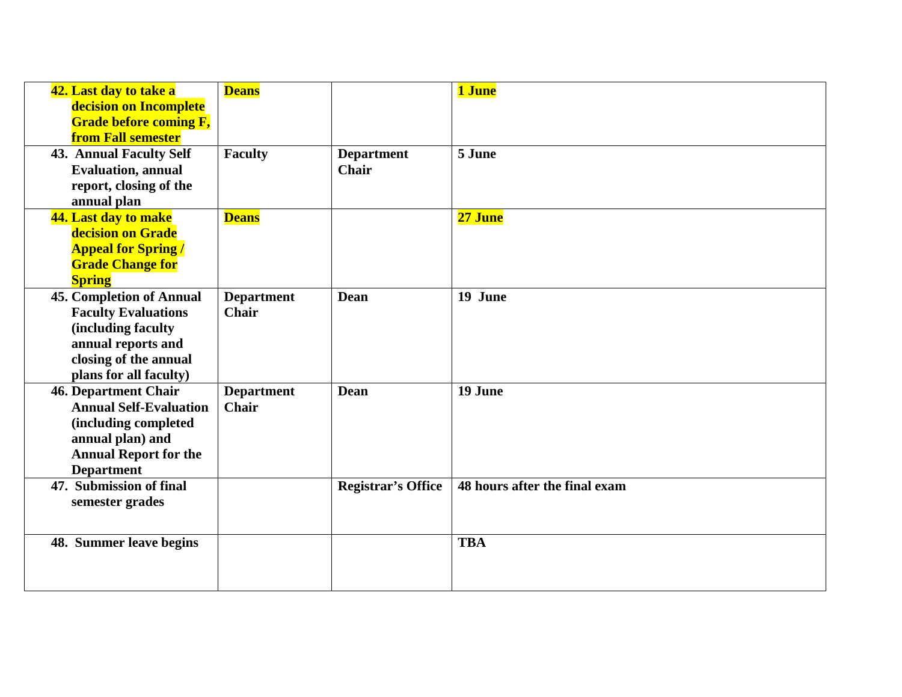| | | | |
|---|---|---|---|
| **42. Last day to take a decision on Incomplete Grade before coming F, from Fall semester** | **Deans** | | **1 June** |
| **43. Annual Faculty Self Evaluation, annual report, closing of the annual plan** | **Faculty** | **Department Chair** | **5 June** |
| **44. Last day to make decision on Grade Appeal for Spring / Grade Change for Spring** | **Deans** | | **27 June** |
| **45. Completion of Annual Faculty Evaluations (including faculty annual reports and closing of the annual plans for all faculty)** | **Department Chair** | **Dean** | **19 June** |
| **46. Department Chair Annual Self-Evaluation (including completed annual plan) and Annual Report for the Department** | **Department Chair** | **Dean** | **19 June** |
| **47. Submission of final semester grades** | | **Registrar's Office** | **48 hours after the final exam** |
| **48. Summer leave begins** | | | **TBA** |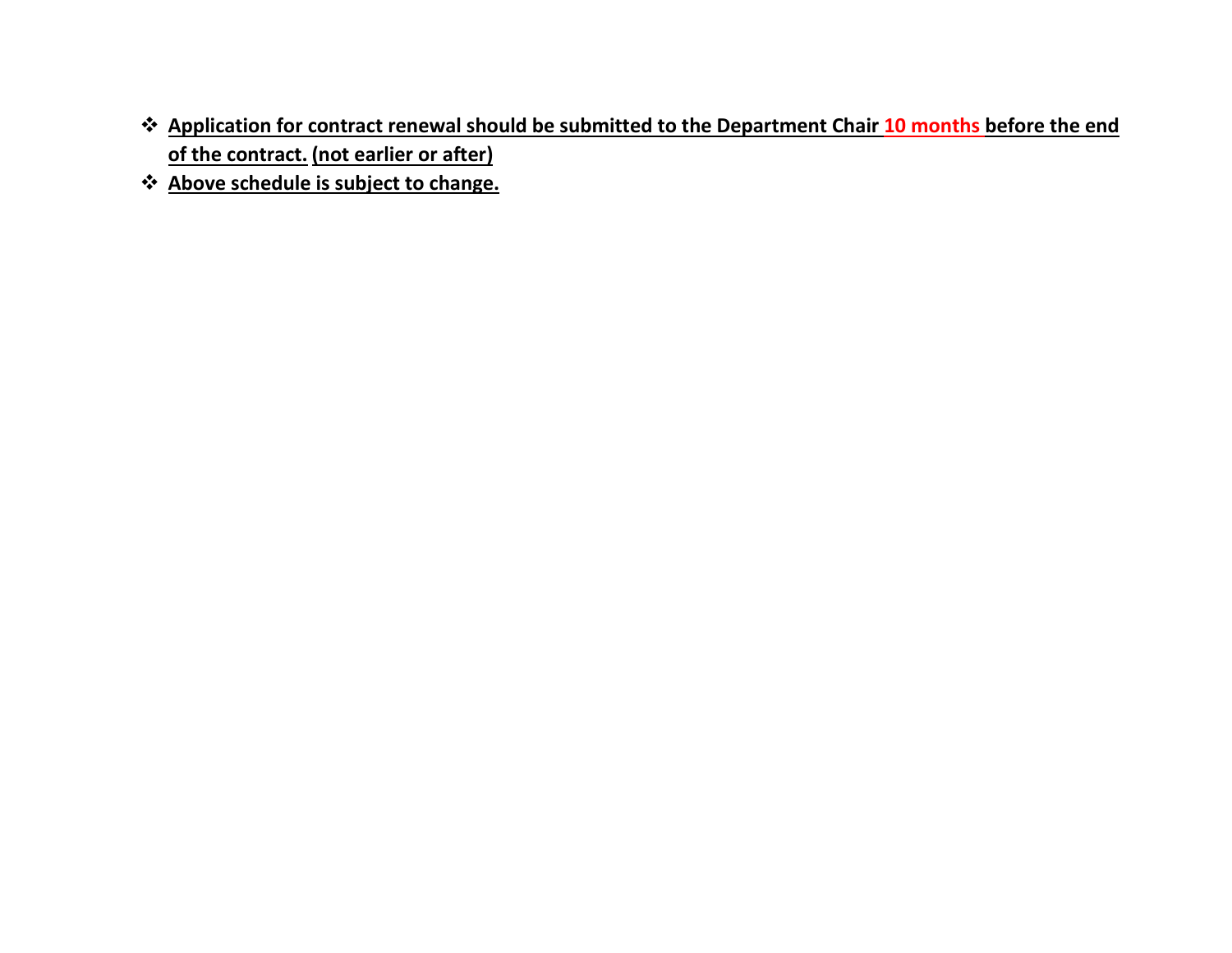- **Application for contract renewal should be submitted to the Department Chair 10 months before the end of the contract. (not earlier or after)**
- **Above schedule is subject to change.**